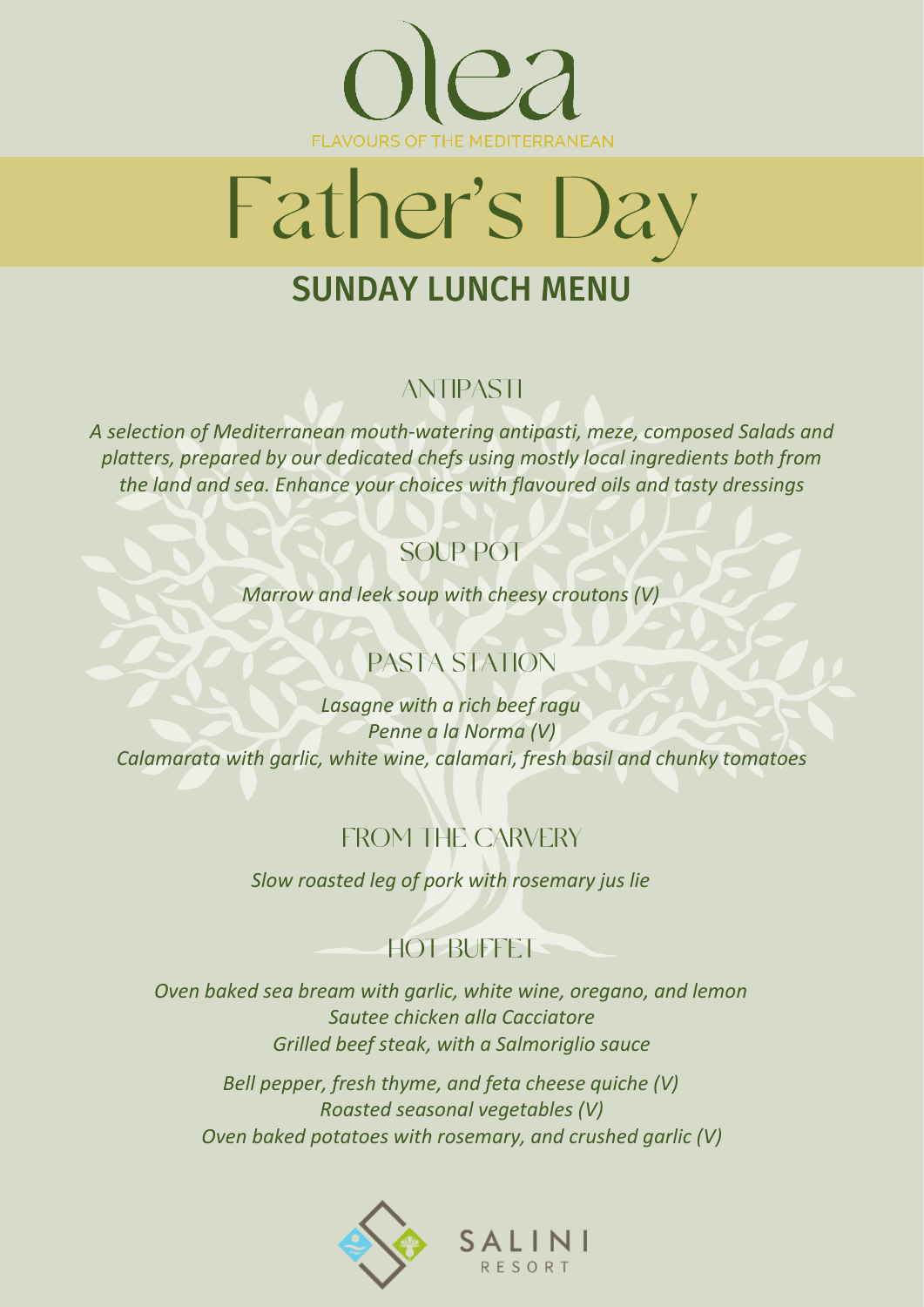# olea

FLAVOURS OF THE MEDITERRANEAN

# Father's Day

## SUNDAY LUNCH MENU

### ANTIPASTI

*A selection of Mediterranean mouth-watering antipasti, meze, composed Salads and platters, prepared by our dedicated chefs using mostly local ingredients both from the land and sea. Enhance your choices with flavoured oils and tasty dressings*

### SOUP POT

*Marrow and leek soup with cheesy croutons (V)*

### PASTA STATION

*Lasagne with a rich beef ragu*
*Penne a la Norma (V)*
*Calamarata with garlic, white wine, calamari, fresh basil and chunky tomatoes*

### FROM THE CARVERY

*Slow roasted leg of pork with rosemary jus lie*

### HOT BUFFET

*Oven baked sea bream with garlic, white wine, oregano, and lemon*
*Sautee chicken alla Cacciatore*
*Grilled beef steak, with a Salmoriglio sauce*

*Bell pepper, fresh thyme, and feta cheese quiche (V)*
*Roasted seasonal vegetables (V)*
*Oven baked potatoes with rosemary, and crushed garlic (V)*

SALINI RESORT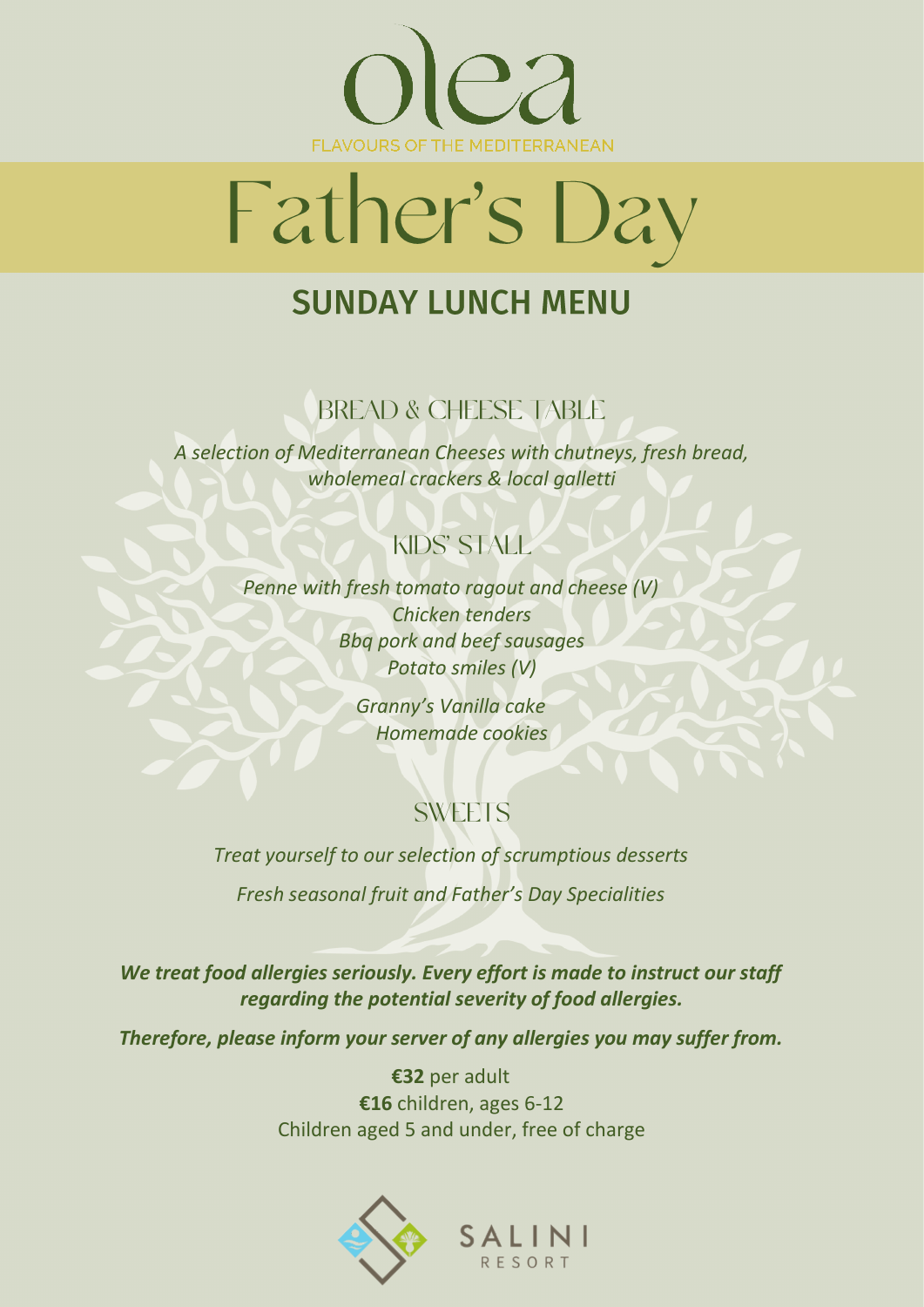# olea

FLAVOURS OF THE MEDITERRANEAN

# Father's Day

## SUNDAY LUNCH MENU

### BREAD & CHEESE TABLE

*A selection of Mediterranean Cheeses with chutneys, fresh bread, wholemeal crackers & local galletti*

### KIDS' STALL

*Penne with fresh tomato ragout and cheese (V)*
*Chicken tenders*
*Bbq pork and beef sausages*
*Potato smiles (V)*

*Granny's Vanilla cake*
*Homemade cookies*

### SWEETS

*Treat yourself to our selection of scrumptious desserts*

*Fresh seasonal fruit and Father's Day Specialities*

***We treat food allergies seriously. Every effort is made to instruct our staff regarding the potential severity of food allergies.***

***Therefore, please inform your server of any allergies you may suffer from.***

**€32** per adult
**€16** children, ages 6-12
Children aged 5 and under, free of charge

SALINI RESORT